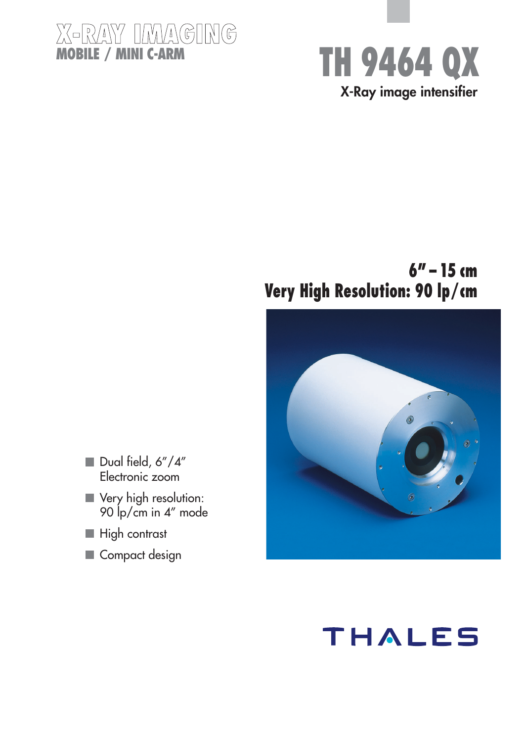X-RAY IMAGING
MOBILE / MINI C-ARM

# TH 9464 QX

X-Ray image intensifier

## 6" – 15 cm
## Very High Resolution: 90 lp/cm

- Dual field, 6"/4" Electronic zoom
- Very high resolution: 90 lp/cm in 4" mode
- High contrast
- Compact design

THALES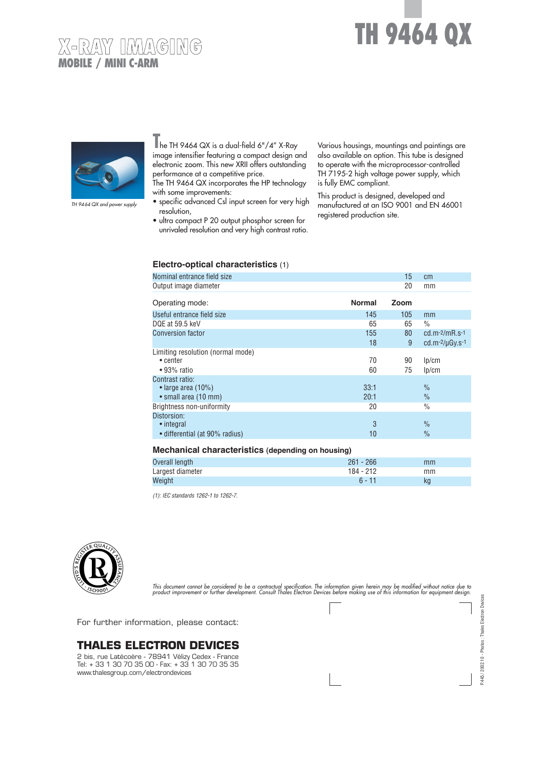# TH 9464 QX

## X-RAY IMAGING
### MOBILE / MINI C-ARM

TH 9464 QX and power supply

The TH 9464 QX is a dual-field 6"/4" X-Ray image intensifier featuring a compact design and electronic zoom. This new XRII offers outstanding performance at a competitive price.
The TH 9464 QX incorporates the HP technology with some improvements:

- specific advanced CsI input screen for very high resolution,
- ultra compact P 20 output phosphor screen for unrivaled resolution and very high contrast ratio.

Various housings, mountings and paintings are also available on option. This tube is designed to operate with the microprocessor-controlled TH 7195-2 high voltage power supply, which is fully EMC compliant.

This product is designed, developed and manufactured at an ISO 9001 and EN 46001 registered production site.

### Electro-optical characteristics (1)

| | | | |
|---|---|---|---|
| Nominal entrance field size | | 15 | cm |
| Output image diameter | | 20 | mm |
| Operating mode: | **Normal** | **Zoom** | |
| Useful entrance field size | 145 | 105 | mm |
| DQE at 59.5 keV | 65 | 65 | % |
| Conversion factor | 155 | 80 | $cd.m^{-2}/mR.s^{-1}$ |
| | 18 | 9 | $cd.m^{-2}/\mu Gy.s^{-1}$ |
| Limiting resolution (normal mode) | | | |
| • center | 70 | 90 | lp/cm |
| • 93% ratio | 60 | 75 | lp/cm |
| Contrast ratio: | | | |
| • large area (10%) | 33:1 | | % |
| • small area (10 mm) | 20:1 | | % |
| Brightness non-uniformity | 20 | | % |
| Distorsion: | | | |
| • integral | 3 | | % |
| • differential (at 90% radius) | 10 | | % |

### Mechanical characteristics (depending on housing)

| | | |
|---|---|---|
| Overall length | 261 - 266 | mm |
| Largest diameter | 184 - 212 | mm |
| Weight | 6 - 11 | kg |

*(1): IEC standards 1262-1 to 1262-7.*

*This document cannot be considered to be a contractual specification. The information given herein may be modified without notice due to product improvement or further development. Consult Thales Electron Devices before making use of this information for equipment design.*

For further information, please contact:

**THALES ELECTRON DEVICES**
2 bis, rue Latécoère - 78941 Vélizy Cedex - France
Tel: + 33 1 30 70 35 00 - Fax: + 33 1 30 70 35 35
www.thalesgroup.com/electrondevices

P.445 / 2002.10 - Photos : Thales Electron Devices